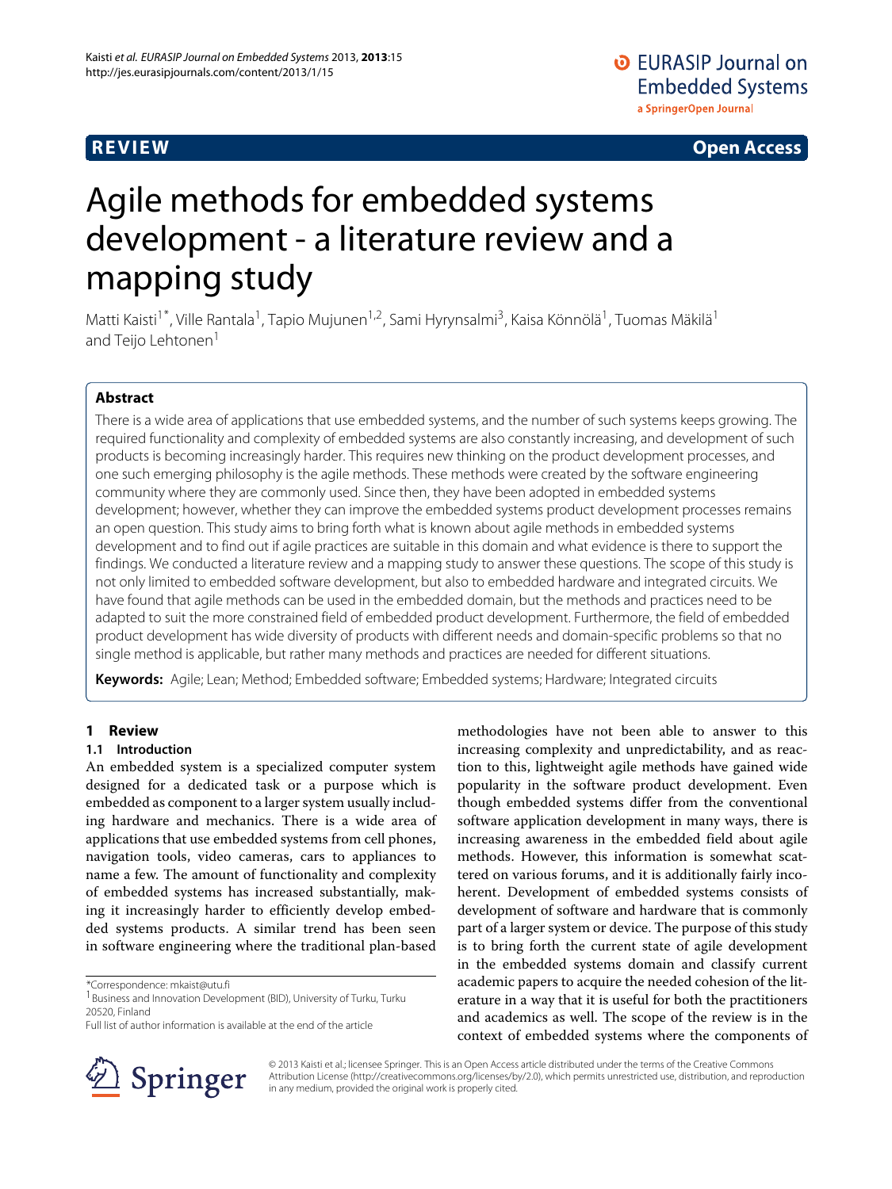**REVIEW** **Open Access**

# Agile methods for embedded systems development - a literature review and a mapping study

Matti Kaisti[1*], Ville Rantala[1], Tapio Mujunen[1,2], Sami Hyrynsalmi[3], Kaisa Könnölä[1], Tuomas Mäkilä[1] and Teijo Lehtonen[1]

## Abstract

There is a wide area of applications that use embedded systems, and the number of such systems keeps growing. The required functionality and complexity of embedded systems are also constantly increasing, and development of such products is becoming increasingly harder. This requires new thinking on the product development processes, and one such emerging philosophy is the agile methods. These methods were created by the software engineering community where they are commonly used. Since then, they have been adopted in embedded systems development; however, whether they can improve the embedded systems product development processes remains an open question. This study aims to bring forth what is known about agile methods in embedded systems development and to find out if agile practices are suitable in this domain and what evidence is there to support the findings. We conducted a literature review and a mapping study to answer these questions. The scope of this study is not only limited to embedded software development, but also to embedded hardware and integrated circuits. We have found that agile methods can be used in the embedded domain, but the methods and practices need to be adapted to suit the more constrained field of embedded product development. Furthermore, the field of embedded product development has wide diversity of products with different needs and domain-specific problems so that no single method is applicable, but rather many methods and practices are needed for different situations.

**Keywords:** Agile; Lean; Method; Embedded software; Embedded systems; Hardware; Integrated circuits

## 1 Review

### 1.1 Introduction

An embedded system is a specialized computer system designed for a dedicated task or a purpose which is embedded as component to a larger system usually including hardware and mechanics. There is a wide area of applications that use embedded systems from cell phones, navigation tools, video cameras, cars to appliances to name a few. The amount of functionality and complexity of embedded systems has increased substantially, making it increasingly harder to efficiently develop embedded systems products. A similar trend has been seen in software engineering where the traditional plan-based methodologies have not been able to answer to this increasing complexity and unpredictability, and as reaction to this, lightweight agile methods have gained wide popularity in the software product development. Even though embedded systems differ from the conventional software application development in many ways, there is increasing awareness in the embedded field about agile methods. However, this information is somewhat scattered on various forums, and it is additionally fairly incoherent. Development of embedded systems consists of development of software and hardware that is commonly part of a larger system or device. The purpose of this study is to bring forth the current state of agile development in the embedded systems domain and classify current academic papers to acquire the needed cohesion of the literature in a way that it is useful for both the practitioners and academics as well. The scope of the review is in the context of embedded systems where the components of

*Correspondence: mkaist@utu.fi
[1] Business and Innovation Development (BID), University of Turku, Turku 20520, Finland
Full list of author information is available at the end of the article

© 2013 Kaisti et al.; licensee Springer. This is an Open Access article distributed under the terms of the Creative Commons Attribution License (http://creativecommons.org/licenses/by/2.0), which permits unrestricted use, distribution, and reproduction in any medium, provided the original work is properly cited.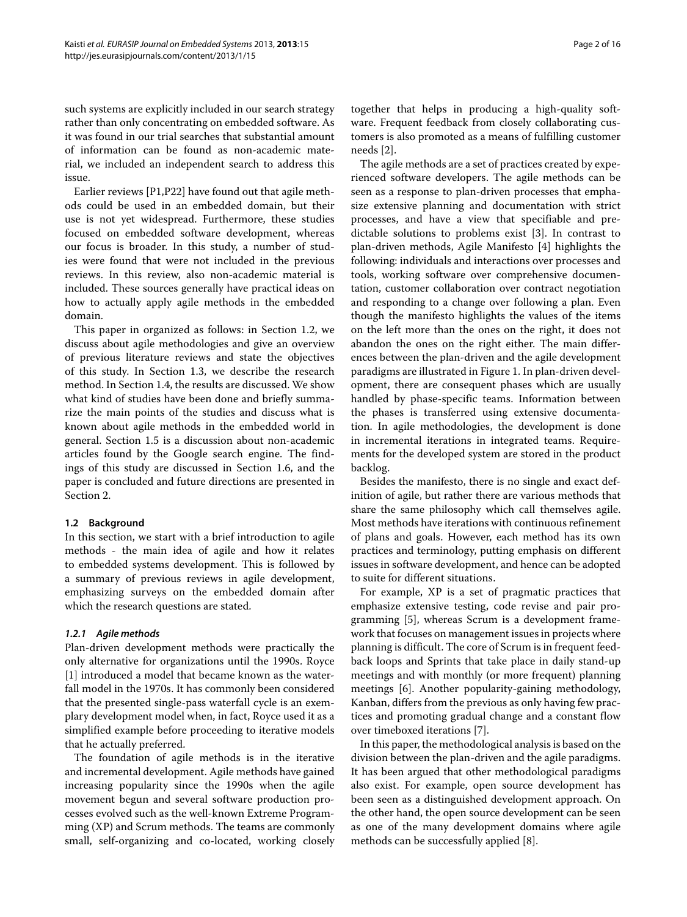such systems are explicitly included in our search strategy rather than only concentrating on embedded software. As it was found in our trial searches that substantial amount of information can be found as non-academic material, we included an independent search to address this issue.

Earlier reviews [P1,P22] have found out that agile methods could be used in an embedded domain, but their use is not yet widespread. Furthermore, these studies focused on embedded software development, whereas our focus is broader. In this study, a number of studies were found that were not included in the previous reviews. In this review, also non-academic material is included. These sources generally have practical ideas on how to actually apply agile methods in the embedded domain.

This paper in organized as follows: in Section 1.2, we discuss about agile methodologies and give an overview of previous literature reviews and state the objectives of this study. In Section 1.3, we describe the research method. In Section 1.4, the results are discussed. We show what kind of studies have been done and briefly summarize the main points of the studies and discuss what is known about agile methods in the embedded world in general. Section 1.5 is a discussion about non-academic articles found by the Google search engine. The findings of this study are discussed in Section 1.6, and the paper is concluded and future directions are presented in Section 2.

### 1.2 Background

In this section, we start with a brief introduction to agile methods - the main idea of agile and how it relates to embedded systems development. This is followed by a summary of previous reviews in agile development, emphasizing surveys on the embedded domain after which the research questions are stated.

#### *1.2.1 Agile methods*

Plan-driven development methods were practically the only alternative for organizations until the 1990s. Royce [1] introduced a model that became known as the waterfall model in the 1970s. It has commonly been considered that the presented single-pass waterfall cycle is an exemplary development model when, in fact, Royce used it as a simplified example before proceeding to iterative models that he actually preferred.

The foundation of agile methods is in the iterative and incremental development. Agile methods have gained increasing popularity since the 1990s when the agile movement begun and several software production processes evolved such as the well-known Extreme Programming (XP) and Scrum methods. The teams are commonly small, self-organizing and co-located, working closely together that helps in producing a high-quality software. Frequent feedback from closely collaborating customers is also promoted as a means of fulfilling customer needs [2].

The agile methods are a set of practices created by experienced software developers. The agile methods can be seen as a response to plan-driven processes that emphasize extensive planning and documentation with strict processes, and have a view that specifiable and predictable solutions to problems exist [3]. In contrast to plan-driven methods, Agile Manifesto [4] highlights the following: individuals and interactions over processes and tools, working software over comprehensive documentation, customer collaboration over contract negotiation and responding to a change over following a plan. Even though the manifesto highlights the values of the items on the left more than the ones on the right, it does not abandon the ones on the right either. The main differences between the plan-driven and the agile development paradigms are illustrated in Figure 1. In plan-driven development, there are consequent phases which are usually handled by phase-specific teams. Information between the phases is transferred using extensive documentation. In agile methodologies, the development is done in incremental iterations in integrated teams. Requirements for the developed system are stored in the product backlog.

Besides the manifesto, there is no single and exact definition of agile, but rather there are various methods that share the same philosophy which call themselves agile. Most methods have iterations with continuous refinement of plans and goals. However, each method has its own practices and terminology, putting emphasis on different issues in software development, and hence can be adopted to suite for different situations.

For example, XP is a set of pragmatic practices that emphasize extensive testing, code revise and pair programming [5], whereas Scrum is a development framework that focuses on management issues in projects where planning is difficult. The core of Scrum is in frequent feedback loops and Sprints that take place in daily stand-up meetings and with monthly (or more frequent) planning meetings [6]. Another popularity-gaining methodology, Kanban, differs from the previous as only having few practices and promoting gradual change and a constant flow over timeboxed iterations [7].

In this paper, the methodological analysis is based on the division between the plan-driven and the agile paradigms. It has been argued that other methodological paradigms also exist. For example, open source development has been seen as a distinguished development approach. On the other hand, the open source development can be seen as one of the many development domains where agile methods can be successfully applied [8].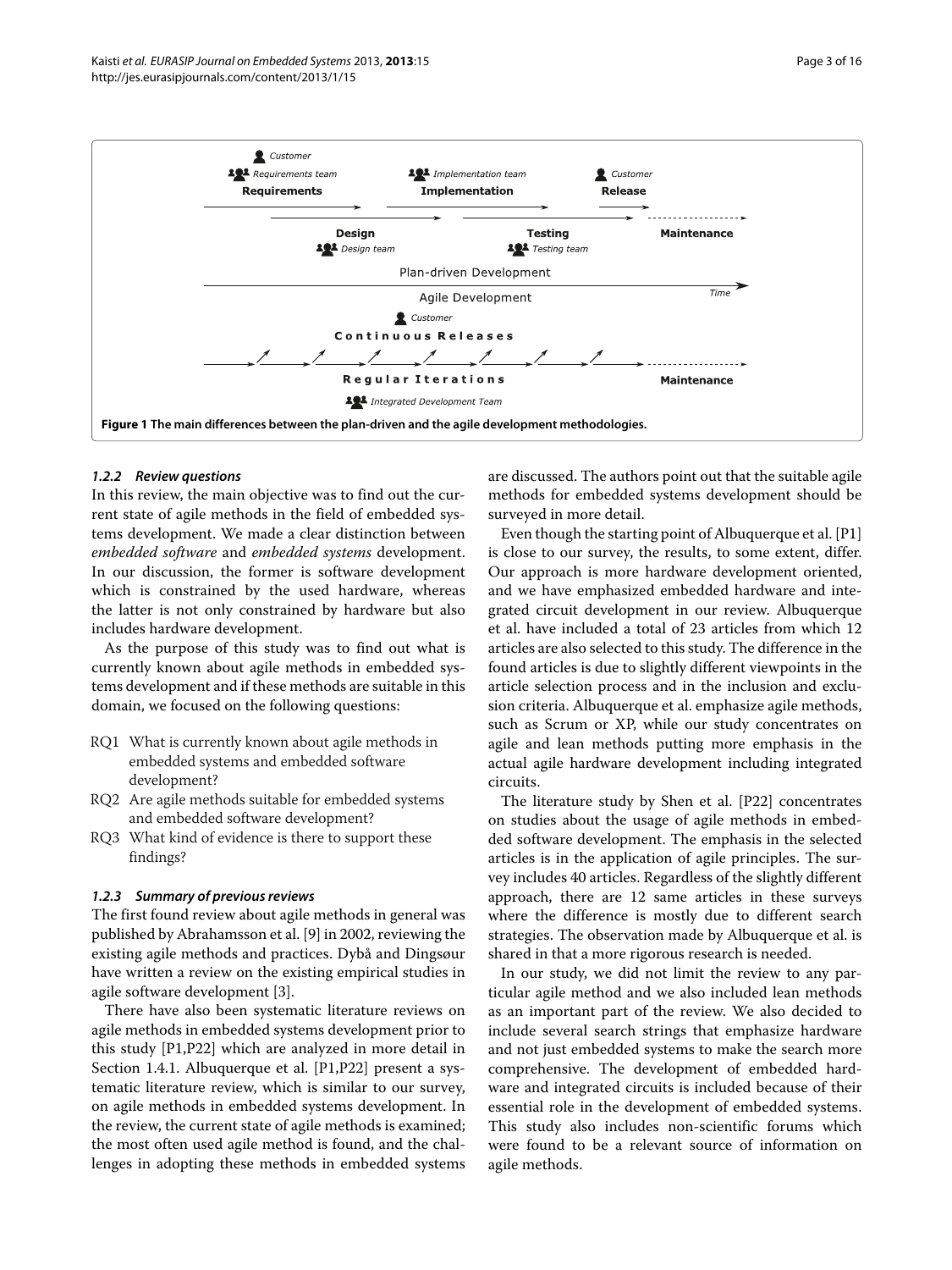**Figure 1 The main differences between the plan-driven and the agile development methodologies.**

### 1.2.2 Review questions

In this review, the main objective was to find out the current state of agile methods in the field of embedded systems development. We made a clear distinction between *embedded software* and *embedded systems* development. In our discussion, the former is software development which is constrained by the used hardware, whereas the latter is not only constrained by hardware but also includes hardware development.

As the purpose of this study was to find out what is currently known about agile methods in embedded systems development and if these methods are suitable in this domain, we focused on the following questions:

- RQ1 What is currently known about agile methods in embedded systems and embedded software development?
- RQ2 Are agile methods suitable for embedded systems and embedded software development?
- RQ3 What kind of evidence is there to support these findings?

### 1.2.3 Summary of previous reviews

The first found review about agile methods in general was published by Abrahamsson et al. [9] in 2002, reviewing the existing agile methods and practices. Dybå and Dingsøyr have written a review on the existing empirical studies in agile software development [3].

There have also been systematic literature reviews on agile methods in embedded systems development prior to this study [P1,P22] which are analyzed in more detail in Section 1.4.1. Albuquerque et al. [P1,P22] present a systematic literature review, which is similar to our survey, on agile methods in embedded systems development. In the review, the current state of agile methods is examined; the most often used agile method is found, and the challenges in adopting these methods in embedded systems are discussed. The authors point out that the suitable agile methods for embedded systems development should be surveyed in more detail.

Even though the starting point of Albuquerque et al. [P1] is close to our survey, the results, to some extent, differ. Our approach is more hardware development oriented, and we have emphasized embedded hardware and integrated circuit development in our review. Albuquerque et al. have included a total of 23 articles from which 12 articles are also selected to this study. The difference in the found articles is due to slightly different viewpoints in the article selection process and in the inclusion and exclusion criteria. Albuquerque et al. emphasize agile methods, such as Scrum or XP, while our study concentrates on agile and lean methods putting more emphasis in the actual agile hardware development including integrated circuits.

The literature study by Shen et al. [P22] concentrates on studies about the usage of agile methods in embedded software development. The emphasis in the selected articles is in the application of agile principles. The survey includes 40 articles. Regardless of the slightly different approach, there are 12 same articles in these surveys where the difference is mostly due to different search strategies. The observation made by Albuquerque et al. is shared in that a more rigorous research is needed.

In our study, we did not limit the review to any particular agile method and we also included lean methods as an important part of the review. We also decided to include several search strings that emphasize hardware and not just embedded systems to make the search more comprehensive. The development of embedded hardware and integrated circuits is included because of their essential role in the development of embedded systems. This study also includes non-scientific forums which were found to be a relevant source of information on agile methods.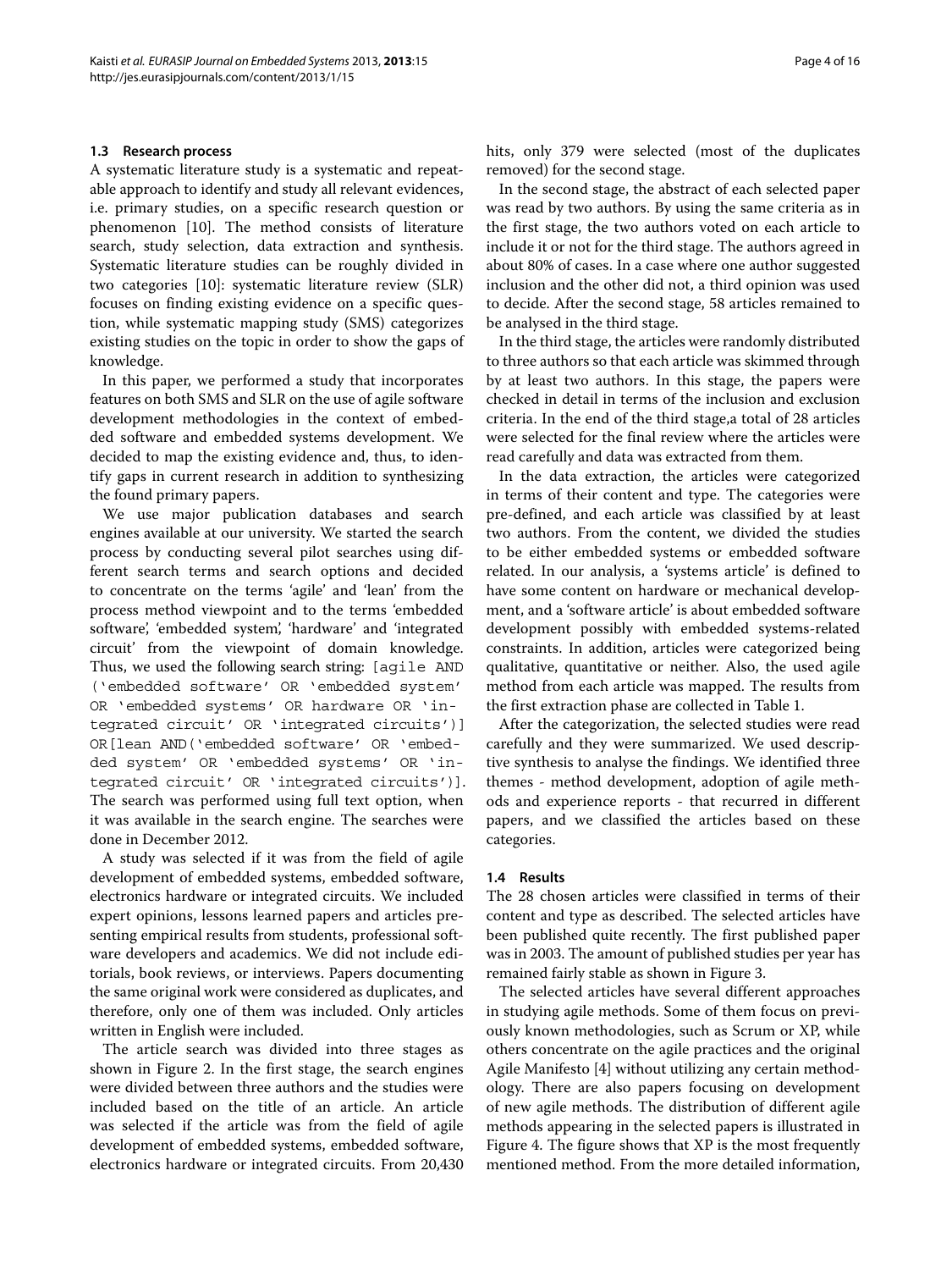### 1.3 Research process

A systematic literature study is a systematic and repeatable approach to identify and study all relevant evidences, i.e. primary studies, on a specific research question or phenomenon [10]. The method consists of literature search, study selection, data extraction and synthesis. Systematic literature studies can be roughly divided in two categories [10]: systematic literature review (SLR) focuses on finding existing evidence on a specific question, while systematic mapping study (SMS) categorizes existing studies on the topic in order to show the gaps of knowledge.

In this paper, we performed a study that incorporates features on both SMS and SLR on the use of agile software development methodologies in the context of embedded software and embedded systems development. We decided to map the existing evidence and, thus, to identify gaps in current research in addition to synthesizing the found primary papers.

We use major publication databases and search engines available at our university. We started the search process by conducting several pilot searches using different search terms and search options and decided to concentrate on the terms 'agile' and 'lean' from the process method viewpoint and to the terms 'embedded software', 'embedded system', 'hardware' and 'integrated circuit' from the viewpoint of domain knowledge. Thus, we used the following search string: `[agile AND ('embedded software' OR 'embedded system' OR 'embedded systems' OR hardware OR 'integrated circuit' OR 'integrated circuits')] OR[lean AND('embedded software' OR 'embedded system' OR 'embedded systems' OR 'integrated circuit' OR 'integrated circuits')]`. The search was performed using full text option, when it was available in the search engine. The searches were done in December 2012.

A study was selected if it was from the field of agile development of embedded systems, embedded software, electronics hardware or integrated circuits. We included expert opinions, lessons learned papers and articles presenting empirical results from students, professional software developers and academics. We did not include editorials, book reviews, or interviews. Papers documenting the same original work were considered as duplicates, and therefore, only one of them was included. Only articles written in English were included.

The article search was divided into three stages as shown in Figure 2. In the first stage, the search engines were divided between three authors and the studies were included based on the title of an article. An article was selected if the article was from the field of agile development of embedded systems, embedded software, electronics hardware or integrated circuits. From 20,430 hits, only 379 were selected (most of the duplicates removed) for the second stage.

In the second stage, the abstract of each selected paper was read by two authors. By using the same criteria as in the first stage, the two authors voted on each article to include it or not for the third stage. The authors agreed in about 80% of cases. In a case where one author suggested inclusion and the other did not, a third opinion was used to decide. After the second stage, 58 articles remained to be analysed in the third stage.

In the third stage, the articles were randomly distributed to three authors so that each article was skimmed through by at least two authors. In this stage, the papers were checked in detail in terms of the inclusion and exclusion criteria. In the end of the third stage,a total of 28 articles were selected for the final review where the articles were read carefully and data was extracted from them.

In the data extraction, the articles were categorized in terms of their content and type. The categories were pre-defined, and each article was classified by at least two authors. From the content, we divided the studies to be either embedded systems or embedded software related. In our analysis, a 'systems article' is defined to have some content on hardware or mechanical development, and a 'software article' is about embedded software development possibly with embedded systems-related constraints. In addition, articles were categorized being qualitative, quantitative or neither. Also, the used agile method from each article was mapped. The results from the first extraction phase are collected in Table 1.

After the categorization, the selected studies were read carefully and they were summarized. We used descriptive synthesis to analyse the findings. We identified three themes - method development, adoption of agile methods and experience reports - that recurred in different papers, and we classified the articles based on these categories.

### 1.4 Results

The 28 chosen articles were classified in terms of their content and type as described. The selected articles have been published quite recently. The first published paper was in 2003. The amount of published studies per year has remained fairly stable as shown in Figure 3.

The selected articles have several different approaches in studying agile methods. Some of them focus on previously known methodologies, such as Scrum or XP, while others concentrate on the agile practices and the original Agile Manifesto [4] without utilizing any certain methodology. There are also papers focusing on development of new agile methods. The distribution of different agile methods appearing in the selected papers is illustrated in Figure 4. The figure shows that XP is the most frequently mentioned method. From the more detailed information,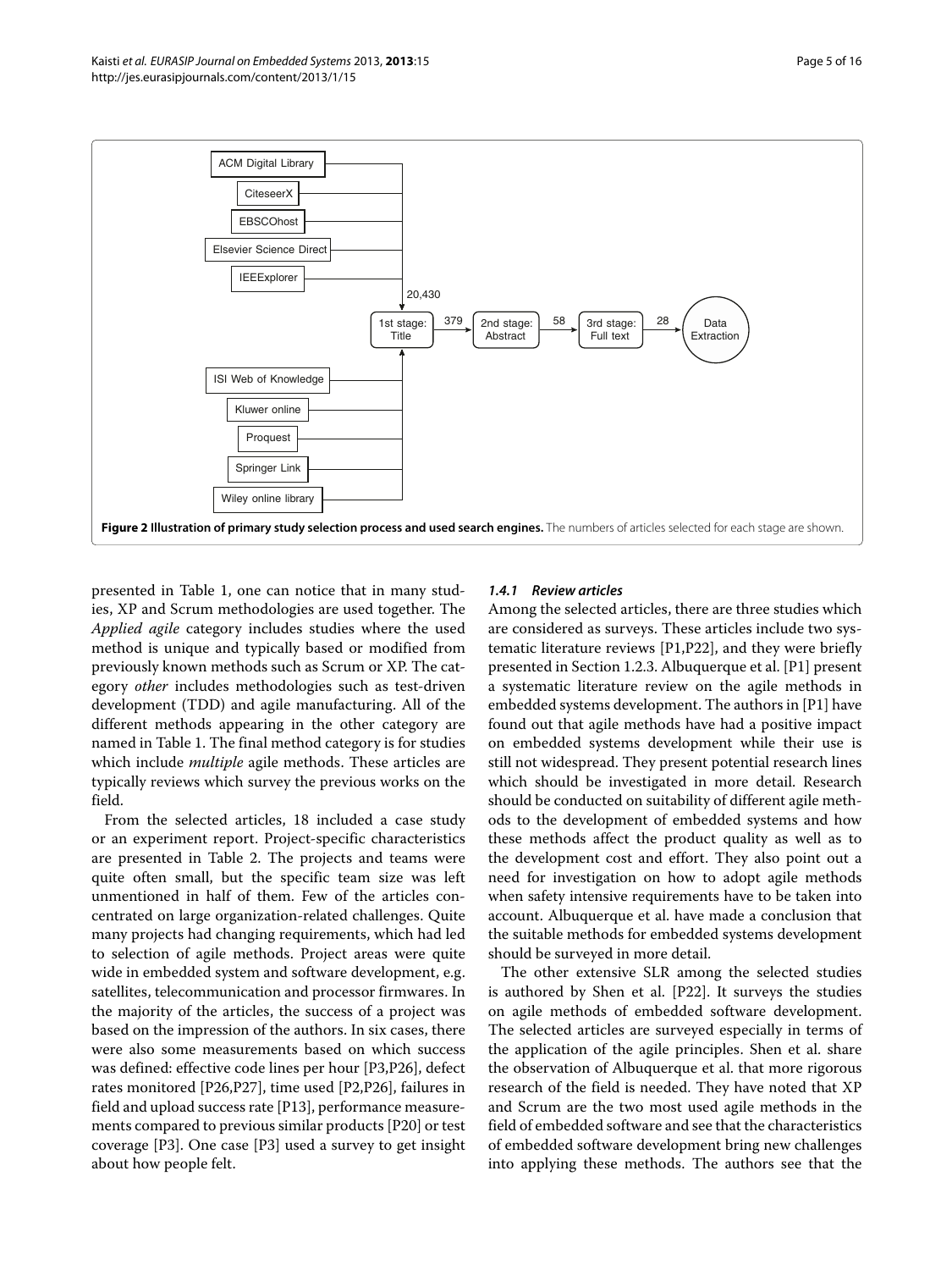**Figure 2 Illustration of primary study selection process and used search engines.** The numbers of articles selected for each stage are shown.

presented in Table 1, one can notice that in many studies, XP and Scrum methodologies are used together. The *Applied agile* category includes studies where the used method is unique and typically based or modified from previously known methods such as Scrum or XP. The category *other* includes methodologies such as test-driven development (TDD) and agile manufacturing. All of the different methods appearing in the other category are named in Table 1. The final method category is for studies which include *multiple* agile methods. These articles are typically reviews which survey the previous works on the field.

From the selected articles, 18 included a case study or an experiment report. Project-specific characteristics are presented in Table 2. The projects and teams were quite often small, but the specific team size was left unmentioned in half of them. Few of the articles concentrated on large organization-related challenges. Quite many projects had changing requirements, which had led to selection of agile methods. Project areas were quite wide in embedded system and software development, e.g. satellites, telecommunication and processor firmwares. In the majority of the articles, the success of a project was based on the impression of the authors. In six cases, there were also some measurements based on which success was defined: effective code lines per hour [P3,P26], defect rates monitored [P26,P27], time used [P2,P26], failures in field and upload success rate [P13], performance measurements compared to previous similar products [P20] or test coverage [P3]. One case [P3] used a survey to get insight about how people felt.

#### *1.4.1 Review articles*

Among the selected articles, there are three studies which are considered as surveys. These articles include two systematic literature reviews [P1,P22], and they were briefly presented in Section 1.2.3. Albuquerque et al. [P1] present a systematic literature review on the agile methods in embedded systems development. The authors in [P1] have found out that agile methods have had a positive impact on embedded systems development while their use is still not widespread. They present potential research lines which should be investigated in more detail. Research should be conducted on suitability of different agile methods to the development of embedded systems and how these methods affect the product quality as well as to the development cost and effort. They also point out a need for investigation on how to adopt agile methods when safety intensive requirements have to be taken into account. Albuquerque et al. have made a conclusion that the suitable methods for embedded systems development should be surveyed in more detail.

The other extensive SLR among the selected studies is authored by Shen et al. [P22]. It surveys the studies on agile methods of embedded software development. The selected articles are surveyed especially in terms of the application of the agile principles. Shen et al. share the observation of Albuquerque et al. that more rigorous research of the field is needed. They have noted that XP and Scrum are the two most used agile methods in the field of embedded software and see that the characteristics of embedded software development bring new challenges into applying these methods. The authors see that the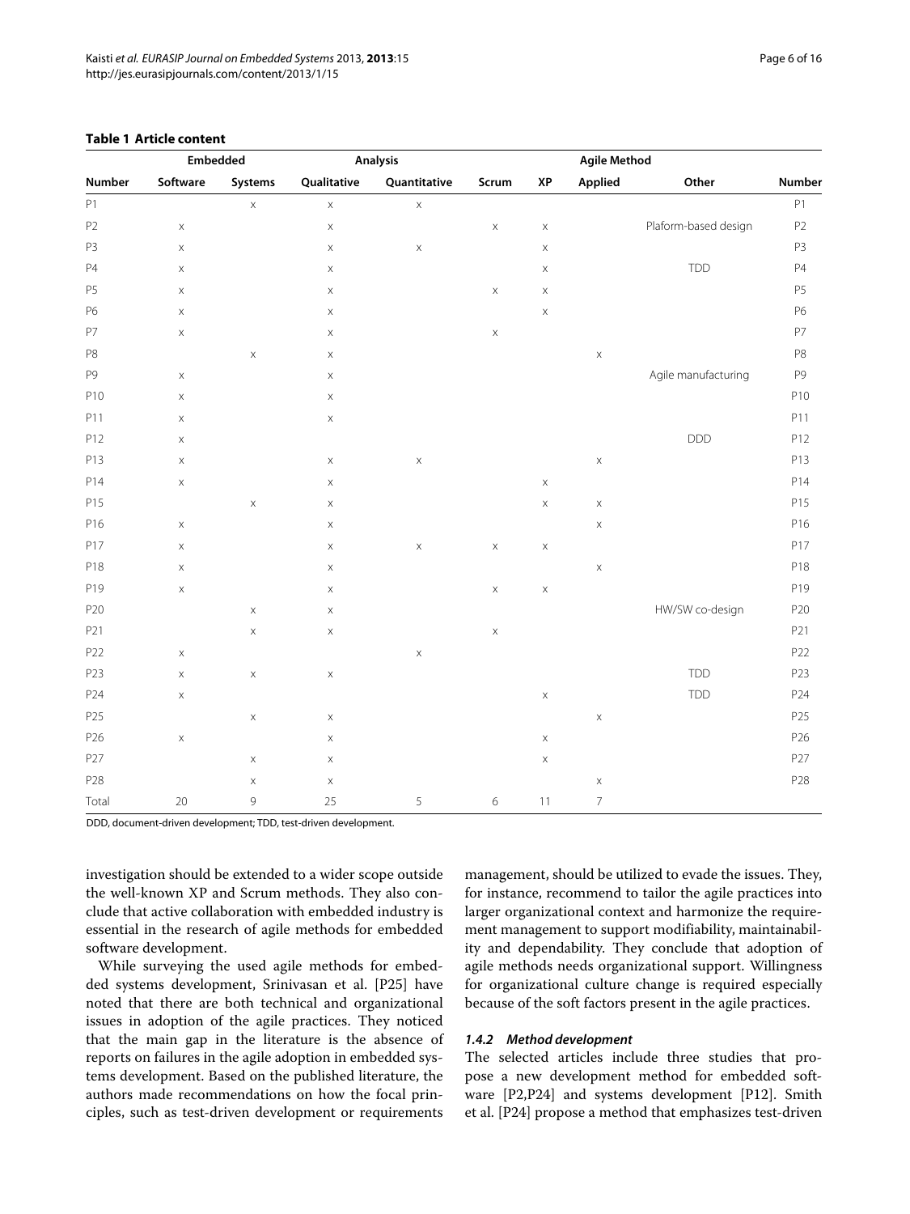**Table 1 Article content**

| | Embedded | | Analysis | | Agile Method | | | | |
|---|---|---|---|---|---|---|---|---|---|
| Number | Software | Systems | Qualitative | Quantitative | Scrum | XP | Applied | Other | Number |
| P1 | | x | x | x | | | | | P1 |
| P2 | x | | x | | x | x | | Plaform-based design | P2 |
| P3 | x | | x | x | | x | | | P3 |
| P4 | x | | x | | | x | | TDD | P4 |
| P5 | x | | x | | x | x | | | P5 |
| P6 | x | | x | | | x | | | P6 |
| P7 | x | | x | | x | | | | P7 |
| P8 | | x | x | | | | x | | P8 |
| P9 | x | | x | | | | | Agile manufacturing | P9 |
| P10 | x | | x | | | | | | P10 |
| P11 | x | | x | | | | | | P11 |
| P12 | x | | | | | | | DDD | P12 |
| P13 | x | | x | x | | | x | | P13 |
| P14 | x | | x | | | x | | | P14 |
| P15 | | x | x | | | x | x | | P15 |
| P16 | x | | x | | | | x | | P16 |
| P17 | x | | x | x | x | x | | | P17 |
| P18 | x | | x | | | | x | | P18 |
| P19 | x | | x | | x | x | | | P19 |
| P20 | | x | x | | | | | HW/SW co-design | P20 |
| P21 | | x | x | | x | | | | P21 |
| P22 | x | | | x | | | | | P22 |
| P23 | x | x | x | | | | | TDD | P23 |
| P24 | x | | | | | x | | TDD | P24 |
| P25 | | x | x | | | | x | | P25 |
| P26 | x | | x | | | x | | | P26 |
| P27 | | x | x | | | x | | | P27 |
| P28 | | x | x | | | | x | | P28 |
| Total | 20 | 9 | 25 | 5 | 6 | 11 | 7 | | |

DDD, document-driven development; TDD, test-driven development.

investigation should be extended to a wider scope outside the well-known XP and Scrum methods. They also conclude that active collaboration with embedded industry is essential in the research of agile methods for embedded software development.

While surveying the used agile methods for embedded systems development, Srinivasan et al. [P25] have noted that there are both technical and organizational issues in adoption of the agile practices. They noticed that the main gap in the literature is the absence of reports on failures in the agile adoption in embedded systems development. Based on the published literature, the authors made recommendations on how the focal principles, such as test-driven development or requirements management, should be utilized to evade the issues. They, for instance, recommend to tailor the agile practices into larger organizational context and harmonize the requirement management to support modifiability, maintainability and dependability. They conclude that adoption of agile methods needs organizational support. Willingness for organizational culture change is required especially because of the soft factors present in the agile practices.

#### *1.4.2 Method development*

The selected articles include three studies that propose a new development method for embedded software [P2,P24] and systems development [P12]. Smith et al. [P24] propose a method that emphasizes test-driven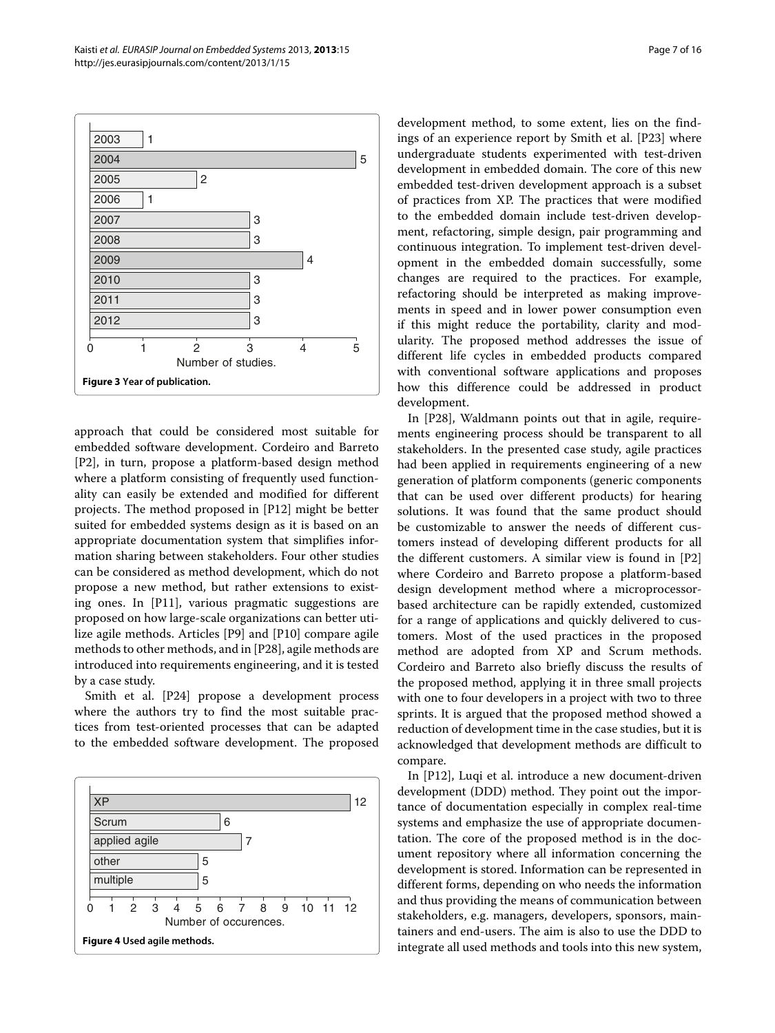2003 1
2004 5
2005 2
2006 1
2007 3
2008 3
2009 4
2010 3
2011 3
2012 3

0 1 2 3 4 5
Number of studies.

**Figure 3 Year of publication.**

approach that could be considered most suitable for embedded software development. Cordeiro and Barreto [P2], in turn, propose a platform-based design method where a platform consisting of frequently used functionality can easily be extended and modified for different projects. The method proposed in [P12] might be better suited for embedded systems design as it is based on an appropriate documentation system that simplifies information sharing between stakeholders. Four other studies can be considered as method development, which do not propose a new method, but rather extensions to existing ones. In [P11], various pragmatic suggestions are proposed on how large-scale organizations can better utilize agile methods. Articles [P9] and [P10] compare agile methods to other methods, and in [P28], agile methods are introduced into requirements engineering, and it is tested by a case study.

Smith et al. [P24] propose a development process where the authors try to find the most suitable practices from test-oriented processes that can be adapted to the embedded software development. The proposed

XP 12
Scrum 6
applied agile 7
other 5
multiple 5

0 1 2 3 4 5 6 7 8 9 10 11 12
Number of occurences.

**Figure 4 Used agile methods.**

development method, to some extent, lies on the findings of an experience report by Smith et al. [P23] where undergraduate students experimented with test-driven development in embedded domain. The core of this new embedded test-driven development approach is a subset of practices from XP. The practices that were modified to the embedded domain include test-driven development, refactoring, simple design, pair programming and continuous integration. To implement test-driven development in the embedded domain successfully, some changes are required to the practices. For example, refactoring should be interpreted as making improvements in speed and in lower power consumption even if this might reduce the portability, clarity and modularity. The proposed method addresses the issue of different life cycles in embedded products compared with conventional software applications and proposes how this difference could be addressed in product development.

In [P28], Waldmann points out that in agile, requirements engineering process should be transparent to all stakeholders. In the presented case study, agile practices had been applied in requirements engineering of a new generation of platform components (generic components that can be used over different products) for hearing solutions. It was found that the same product should be customizable to answer the needs of different customers instead of developing different products for all the different customers. A similar view is found in [P2] where Cordeiro and Barreto propose a platform-based design development method where a microprocessor-based architecture can be rapidly extended, customized for a range of applications and quickly delivered to customers. Most of the used practices in the proposed method are adopted from XP and Scrum methods. Cordeiro and Barreto also briefly discuss the results of the proposed method, applying it in three small projects with one to four developers in a project with two to three sprints. It is argued that the proposed method showed a reduction of development time in the case studies, but it is acknowledged that development methods are difficult to compare.

In [P12], Luqi et al. introduce a new document-driven development (DDD) method. They point out the importance of documentation especially in complex real-time systems and emphasize the use of appropriate documentation. The core of the proposed method is in the document repository where all information concerning the development is stored. Information can be represented in different forms, depending on who needs the information and thus providing the means of communication between stakeholders, e.g. managers, developers, sponsors, maintainers and end-users. The aim is also to use the DDD to integrate all used methods and tools into this new system,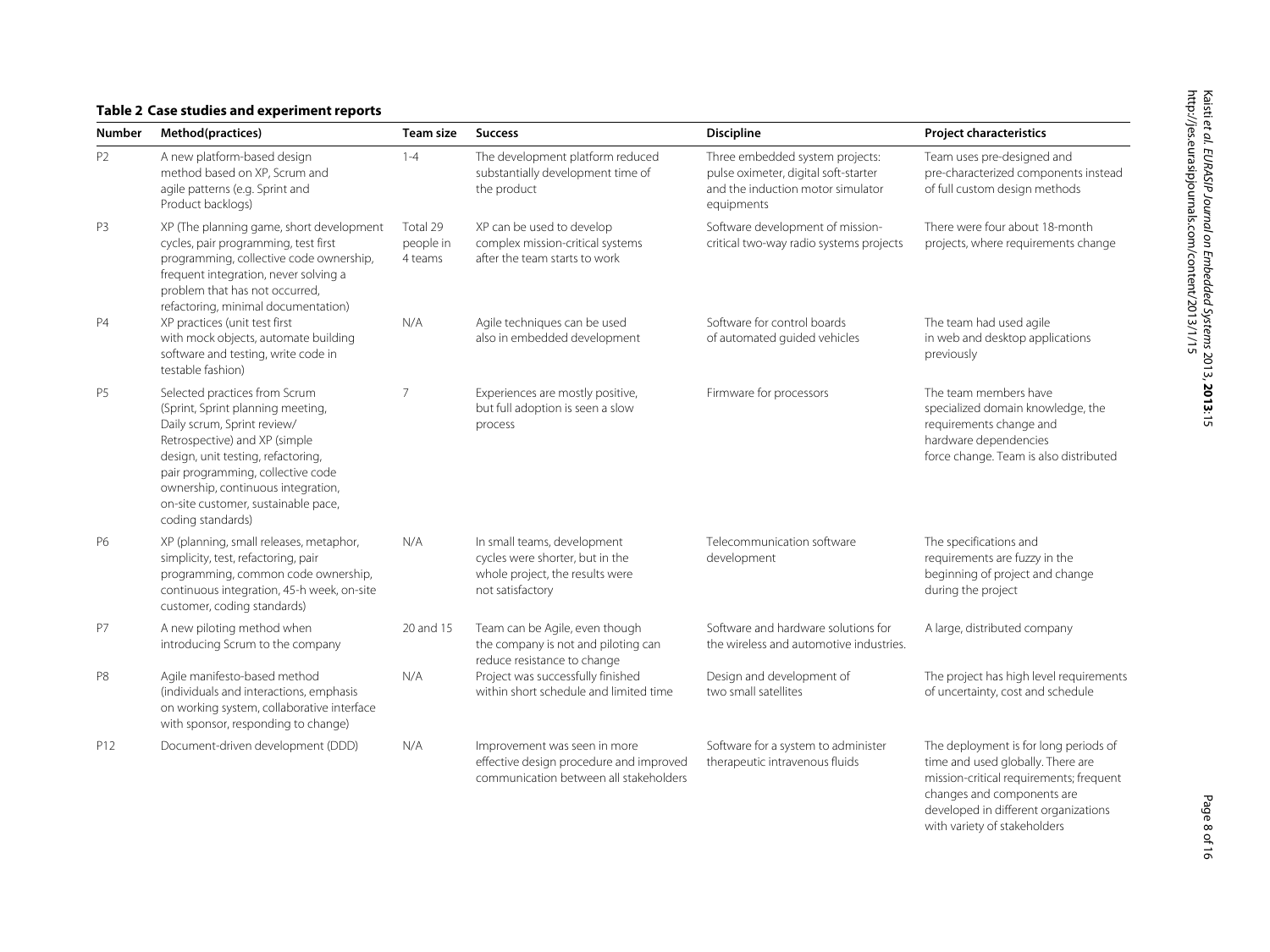**Table 2 Case studies and experiment reports**

| Number | Method(practices) | Team size | Success | Discipline | Project characteristics |
| --- | --- | --- | --- | --- | --- |
| P2 | A new platform-based design method based on XP, Scrum and agile patterns (e.g. Sprint and Product backlogs) | 1-4 | The development platform reduced substantially development time of the product | Three embedded system projects: pulse oximeter, digital soft-starter and the induction motor simulator equipments | Team uses pre-designed and pre-characterized components instead of full custom design methods |
| P3 | XP (The planning game, short development cycles, pair programming, test first programming, collective code ownership, frequent integration, never solving a problem that has not occurred, refactoring, minimal documentation) | Total 29 people in 4 teams | XP can be used to develop complex mission-critical systems after the team starts to work | Software development of mission-critical two-way radio systems projects | There were four about 18-month projects, where requirements change |
| P4 | XP practices (unit test first with mock objects, automate building software and testing, write code in testable fashion) | N/A | Agile techniques can be used also in embedded development | Software for control boards of automated guided vehicles | The team had used agile in web and desktop applications previously |
| P5 | Selected practices from Scrum (Sprint, Sprint planning meeting, Daily scrum, Sprint review/ Retrospective) and XP (simple design, unit testing, refactoring, pair programming, collective code ownership, continuous integration, on-site customer, sustainable pace, coding standards) | 7 | Experiences are mostly positive, but full adoption is seen a slow process | Firmware for processors | The team members have specialized domain knowledge, the requirements change and hardware dependencies force change. Team is also distributed |
| P6 | XP (planning, small releases, metaphor, simplicity, test, refactoring, pair programming, common code ownership, continuous integration, 45-h week, on-site customer, coding standards) | N/A | In small teams, development cycles were shorter, but in the whole project, the results were not satisfactory | Telecommunication software development | The specifications and requirements are fuzzy in the beginning of project and change during the project |
| P7 | A new piloting method when introducing Scrum to the company | 20 and 15 | Team can be Agile, even though the company is not and piloting can reduce resistance to change | Software and hardware solutions for the wireless and automotive industries. | A large, distributed company |
| P8 | Agile manifesto-based method (individuals and interactions, emphasis on working system, collaborative interface with sponsor, responding to change) | N/A | Project was successfully finished within short schedule and limited time | Design and development of two small satellites | The project has high level requirements of uncertainty, cost and schedule |
| P12 | Document-driven development (DDD) | N/A | Improvement was seen in more effective design procedure and improved communication between all stakeholders | Software for a system to administer therapeutic intravenous fluids | The deployment is for long periods of time and used globally. There are mission-critical requirements; frequent changes and components are developed in different organizations with variety of stakeholders |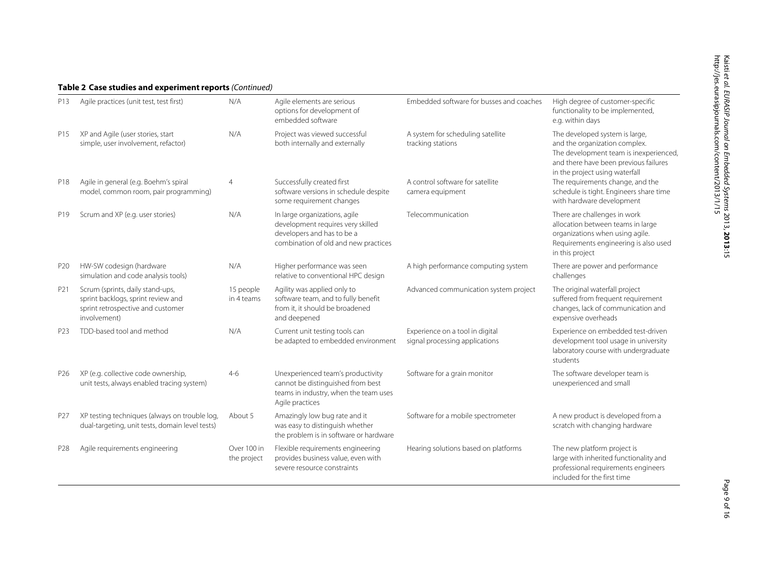**Table 2 Case studies and experiment reports** *(Continued)*

| | | | | | |
|---|---|---|---|---|---|
| P13 | Agile practices (unit test, test first) | N/A | Agile elements are serious options for development of embedded software | Embedded software for busses and coaches | High degree of customer-specific functionality to be implemented, e.g. within days |
| P15 | XP and Agile (user stories, start simple, user involvement, refactor) | N/A | Project was viewed successful both internally and externally | A system for scheduling satellite tracking stations | The developed system is large, and the organization complex. The development team is inexperienced, and there have been previous failures in the project using waterfall |
| P18 | Agile in general (e.g. Boehm's spiral model, common room, pair programming) | 4 | Successfully created first software versions in schedule despite some requirement changes | A control software for satellite camera equipment | The requirements change, and the schedule is tight. Engineers share time with hardware development |
| P19 | Scrum and XP (e.g. user stories) | N/A | In large organizations, agile development requires very skilled developers and has to be a combination of old and new practices | Telecommunication | There are challenges in work allocation between teams in large organizations when using agile. Requirements engineering is also used in this project |
| P20 | HW-SW codesign (hardware simulation and code analysis tools) | N/A | Higher performance was seen relative to conventional HPC design | A high performance computing system | There are power and performance challenges |
| P21 | Scrum (sprints, daily stand-ups, sprint backlogs, sprint review and sprint retrospective and customer involvement) | 15 people in 4 teams | Agility was applied only to software team, and to fully benefit from it, it should be broadened and deepened | Advanced communication system project | The original waterfall project suffered from frequent requirement changes, lack of communication and expensive overheads |
| P23 | TDD-based tool and method | N/A | Current unit testing tools can be adapted to embedded environment | Experience on a tool in digital signal processing applications | Experience on embedded test-driven development tool usage in university laboratory course with undergraduate students |
| P26 | XP (e.g. collective code ownership, unit tests, always enabled tracing system) | 4-6 | Unexperienced team's productivity cannot be distinguished from best teams in industry, when the team uses Agile practices | Software for a grain monitor | The software developer team is unexperienced and small |
| P27 | XP testing techniques (always on trouble log, dual-targeting, unit tests, domain level tests) | About 5 | Amazingly low bug rate and it was easy to distinguish whether the problem is in software or hardware | Software for a mobile spectrometer | A new product is developed from a scratch with changing hardware |
| P28 | Agile requirements engineering | Over 100 in the project | Flexible requirements engineering provides business value, even with severe resource constraints | Hearing solutions based on platforms | The new platform project is large with inherited functionality and professional requirements engineers included for the first time |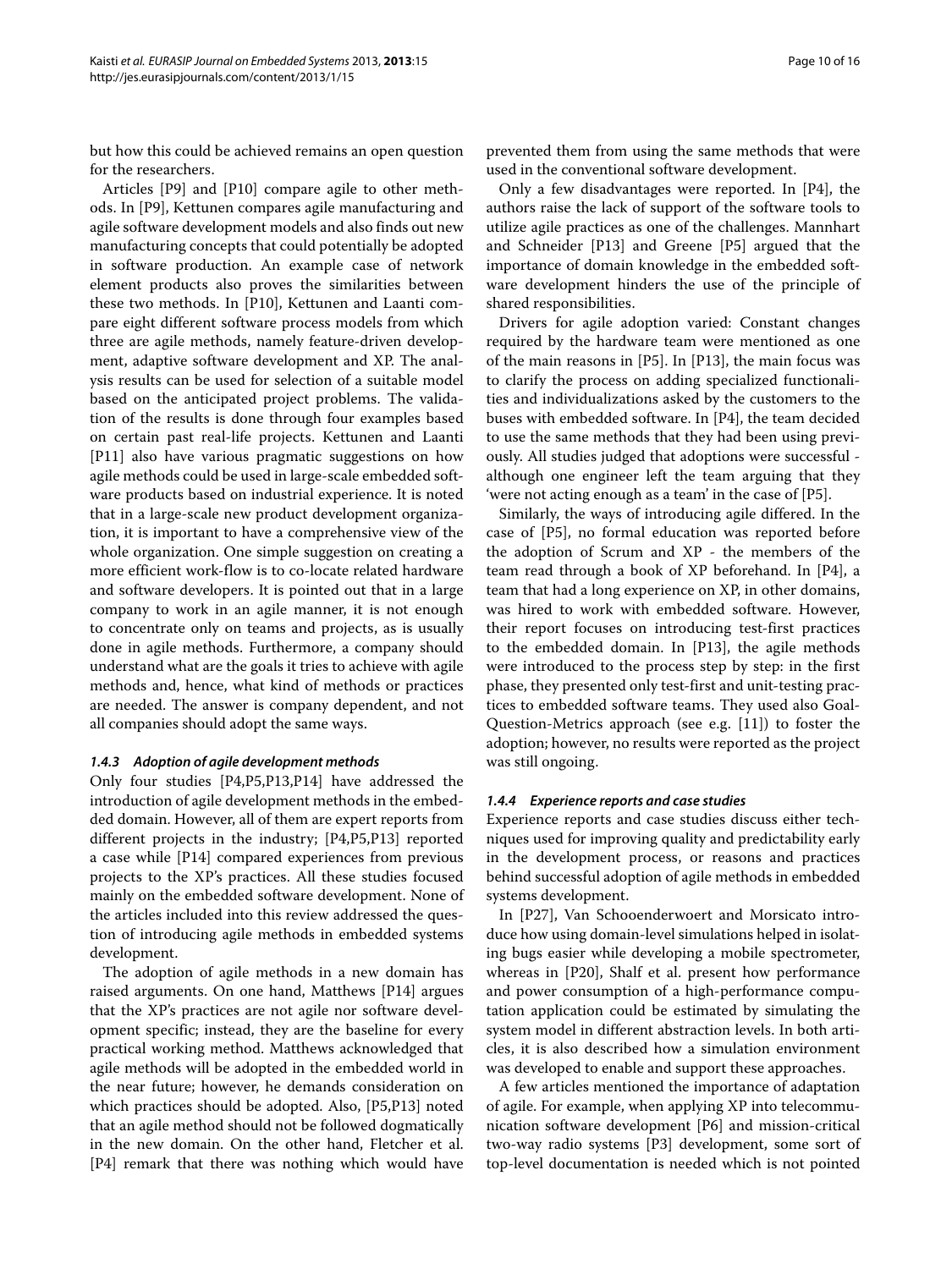but how this could be achieved remains an open question for the researchers.

Articles [P9] and [P10] compare agile to other methods. In [P9], Kettunen compares agile manufacturing and agile software development models and also finds out new manufacturing concepts that could potentially be adopted in software production. An example case of network element products also proves the similarities between these two methods. In [P10], Kettunen and Laanti compare eight different software process models from which three are agile methods, namely feature-driven development, adaptive software development and XP. The analysis results can be used for selection of a suitable model based on the anticipated project problems. The validation of the results is done through four examples based on certain past real-life projects. Kettunen and Laanti [P11] also have various pragmatic suggestions on how agile methods could be used in large-scale embedded software products based on industrial experience. It is noted that in a large-scale new product development organization, it is important to have a comprehensive view of the whole organization. One simple suggestion on creating a more efficient work-flow is to co-locate related hardware and software developers. It is pointed out that in a large company to work in an agile manner, it is not enough to concentrate only on teams and projects, as is usually done in agile methods. Furthermore, a company should understand what are the goals it tries to achieve with agile methods and, hence, what kind of methods or practices are needed. The answer is company dependent, and not all companies should adopt the same ways.

#### *1.4.3 Adoption of agile development methods*

Only four studies [P4,P5,P13,P14] have addressed the introduction of agile development methods in the embedded domain. However, all of them are expert reports from different projects in the industry; [P4,P5,P13] reported a case while [P14] compared experiences from previous projects to the XP's practices. All these studies focused mainly on the embedded software development. None of the articles included into this review addressed the question of introducing agile methods in embedded systems development.

The adoption of agile methods in a new domain has raised arguments. On one hand, Matthews [P14] argues that the XP's practices are not agile nor software development specific; instead, they are the baseline for every practical working method. Matthews acknowledged that agile methods will be adopted in the embedded world in the near future; however, he demands consideration on which practices should be adopted. Also, [P5,P13] noted that an agile method should not be followed dogmatically in the new domain. On the other hand, Fletcher et al. [P4] remark that there was nothing which would have prevented them from using the same methods that were used in the conventional software development.

Only a few disadvantages were reported. In [P4], the authors raise the lack of support of the software tools to utilize agile practices as one of the challenges. Mannhart and Schneider [P13] and Greene [P5] argued that the importance of domain knowledge in the embedded software development hinders the use of the principle of shared responsibilities.

Drivers for agile adoption varied: Constant changes required by the hardware team were mentioned as one of the main reasons in [P5]. In [P13], the main focus was to clarify the process on adding specialized functionalities and individualizations asked by the customers to the buses with embedded software. In [P4], the team decided to use the same methods that they had been using previously. All studies judged that adoptions were successful - although one engineer left the team arguing that they 'were not acting enough as a team' in the case of [P5].

Similarly, the ways of introducing agile differed. In the case of [P5], no formal education was reported before the adoption of Scrum and XP - the members of the team read through a book of XP beforehand. In [P4], a team that had a long experience on XP, in other domains, was hired to work with embedded software. However, their report focuses on introducing test-first practices to the embedded domain. In [P13], the agile methods were introduced to the process step by step: in the first phase, they presented only test-first and unit-testing practices to embedded software teams. They used also Goal-Question-Metrics approach (see e.g. [11]) to foster the adoption; however, no results were reported as the project was still ongoing.

#### *1.4.4 Experience reports and case studies*

Experience reports and case studies discuss either techniques used for improving quality and predictability early in the development process, or reasons and practices behind successful adoption of agile methods in embedded systems development.

In [P27], Van Schooenderwoert and Morsicato introduce how using domain-level simulations helped in isolating bugs easier while developing a mobile spectrometer, whereas in [P20], Shalf et al. present how performance and power consumption of a high-performance computation application could be estimated by simulating the system model in different abstraction levels. In both articles, it is also described how a simulation environment was developed to enable and support these approaches.

A few articles mentioned the importance of adaptation of agile. For example, when applying XP into telecommunication software development [P6] and mission-critical two-way radio systems [P3] development, some sort of top-level documentation is needed which is not pointed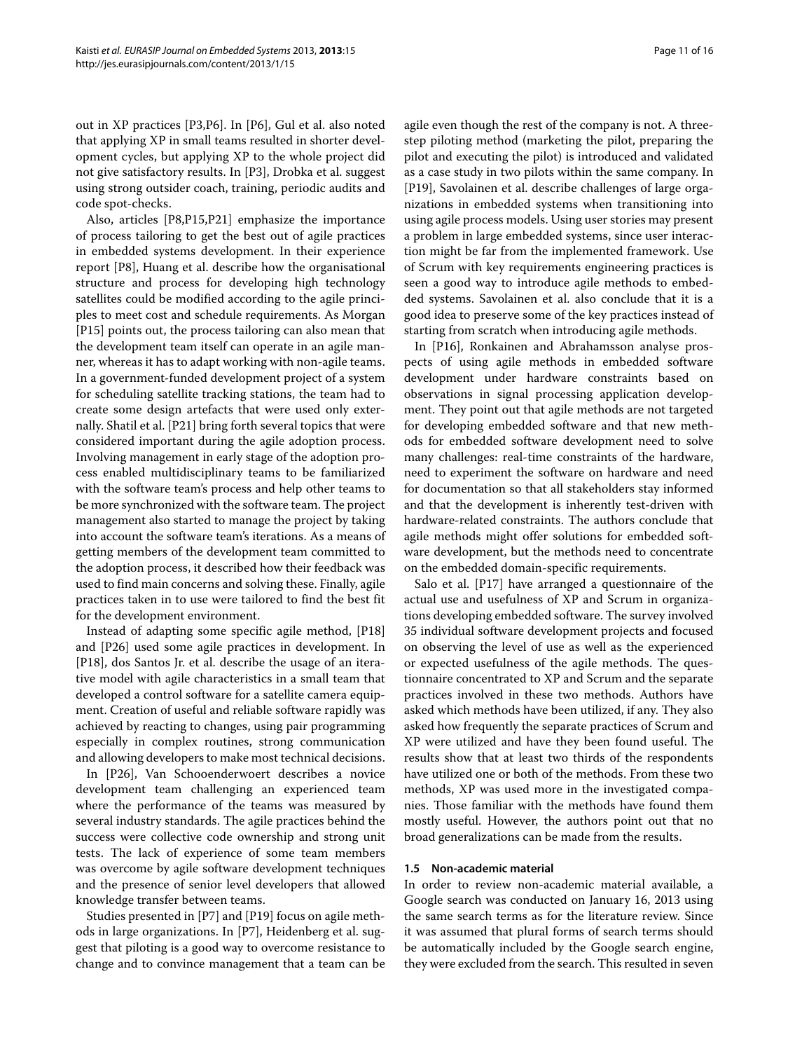out in XP practices [P3,P6]. In [P6], Gul et al. also noted that applying XP in small teams resulted in shorter development cycles, but applying XP to the whole project did not give satisfactory results. In [P3], Drobka et al. suggest using strong outsider coach, training, periodic audits and code spot-checks.

Also, articles [P8,P15,P21] emphasize the importance of process tailoring to get the best out of agile practices in embedded systems development. In their experience report [P8], Huang et al. describe how the organisational structure and process for developing high technology satellites could be modified according to the agile principles to meet cost and schedule requirements. As Morgan [P15] points out, the process tailoring can also mean that the development team itself can operate in an agile manner, whereas it has to adapt working with non-agile teams. In a government-funded development project of a system for scheduling satellite tracking stations, the team had to create some design artefacts that were used only externally. Shatil et al. [P21] bring forth several topics that were considered important during the agile adoption process. Involving management in early stage of the adoption process enabled multidisciplinary teams to be familiarized with the software team's process and help other teams to be more synchronized with the software team. The project management also started to manage the project by taking into account the software team's iterations. As a means of getting members of the development team committed to the adoption process, it described how their feedback was used to find main concerns and solving these. Finally, agile practices taken in to use were tailored to find the best fit for the development environment.

Instead of adapting some specific agile method, [P18] and [P26] used some agile practices in development. In [P18], dos Santos Jr. et al. describe the usage of an iterative model with agile characteristics in a small team that developed a control software for a satellite camera equipment. Creation of useful and reliable software rapidly was achieved by reacting to changes, using pair programming especially in complex routines, strong communication and allowing developers to make most technical decisions.

In [P26], Van Schooenderwoert describes a novice development team challenging an experienced team where the performance of the teams was measured by several industry standards. The agile practices behind the success were collective code ownership and strong unit tests. The lack of experience of some team members was overcome by agile software development techniques and the presence of senior level developers that allowed knowledge transfer between teams.

Studies presented in [P7] and [P19] focus on agile methods in large organizations. In [P7], Heidenberg et al. suggest that piloting is a good way to overcome resistance to change and to convince management that a team can be agile even though the rest of the company is not. A three-step piloting method (marketing the pilot, preparing the pilot and executing the pilot) is introduced and validated as a case study in two pilots within the same company. In [P19], Savolainen et al. describe challenges of large organizations in embedded systems when transitioning into using agile process models. Using user stories may present a problem in large embedded systems, since user interaction might be far from the implemented framework. Use of Scrum with key requirements engineering practices is seen a good way to introduce agile methods to embedded systems. Savolainen et al. also conclude that it is a good idea to preserve some of the key practices instead of starting from scratch when introducing agile methods.

In [P16], Ronkainen and Abrahamsson analyse prospects of using agile methods in embedded software development under hardware constraints based on observations in signal processing application development. They point out that agile methods are not targeted for developing embedded software and that new methods for embedded software development need to solve many challenges: real-time constraints of the hardware, need to experiment the software on hardware and need for documentation so that all stakeholders stay informed and that the development is inherently test-driven with hardware-related constraints. The authors conclude that agile methods might offer solutions for embedded software development, but the methods need to concentrate on the embedded domain-specific requirements.

Salo et al. [P17] have arranged a questionnaire of the actual use and usefulness of XP and Scrum in organizations developing embedded software. The survey involved 35 individual software development projects and focused on observing the level of use as well as the experienced or expected usefulness of the agile methods. The questionnaire concentrated to XP and Scrum and the separate practices involved in these two methods. Authors have asked which methods have been utilized, if any. They also asked how frequently the separate practices of Scrum and XP were utilized and have they been found useful. The results show that at least two thirds of the respondents have utilized one or both of the methods. From these two methods, XP was used more in the investigated companies. Those familiar with the methods have found them mostly useful. However, the authors point out that no broad generalizations can be made from the results.

### 1.5 Non-academic material

In order to review non-academic material available, a Google search was conducted on January 16, 2013 using the same search terms as for the literature review. Since it was assumed that plural forms of search terms should be automatically included by the Google search engine, they were excluded from the search. This resulted in seven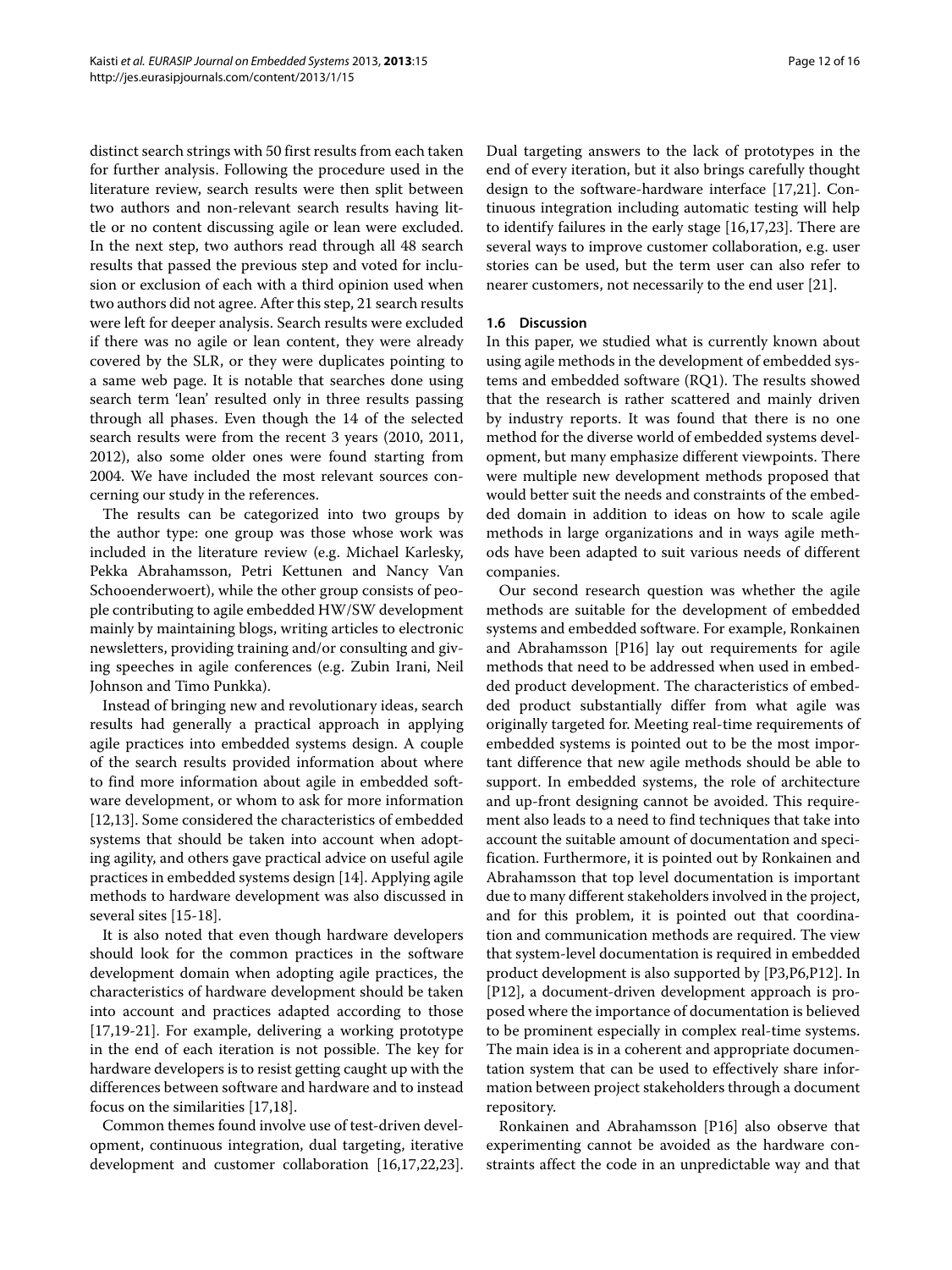distinct search strings with 50 first results from each taken for further analysis. Following the procedure used in the literature review, search results were then split between two authors and non-relevant search results having little or no content discussing agile or lean were excluded. In the next step, two authors read through all 48 search results that passed the previous step and voted for inclusion or exclusion of each with a third opinion used when two authors did not agree. After this step, 21 search results were left for deeper analysis. Search results were excluded if there was no agile or lean content, they were already covered by the SLR, or they were duplicates pointing to a same web page. It is notable that searches done using search term 'lean' resulted only in three results passing through all phases. Even though the 14 of the selected search results were from the recent 3 years (2010, 2011, 2012), also some older ones were found starting from 2004. We have included the most relevant sources concerning our study in the references.

The results can be categorized into two groups by the author type: one group was those whose work was included in the literature review (e.g. Michael Karlesky, Pekka Abrahamsson, Petri Kettunen and Nancy Van Schooenderwoert), while the other group consists of people contributing to agile embedded HW/SW development mainly by maintaining blogs, writing articles to electronic newsletters, providing training and/or consulting and giving speeches in agile conferences (e.g. Zubin Irani, Neil Johnson and Timo Punkka).

Instead of bringing new and revolutionary ideas, search results had generally a practical approach in applying agile practices into embedded systems design. A couple of the search results provided information about where to find more information about agile in embedded software development, or whom to ask for more information [12,13]. Some considered the characteristics of embedded systems that should be taken into account when adopting agility, and others gave practical advice on useful agile practices in embedded systems design [14]. Applying agile methods to hardware development was also discussed in several sites [15-18].

It is also noted that even though hardware developers should look for the common practices in the software development domain when adopting agile practices, the characteristics of hardware development should be taken into account and practices adapted according to those [17,19-21]. For example, delivering a working prototype in the end of each iteration is not possible. The key for hardware developers is to resist getting caught up with the differences between software and hardware and to instead focus on the similarities [17,18].

Common themes found involve use of test-driven development, continuous integration, dual targeting, iterative development and customer collaboration [16,17,22,23]. Dual targeting answers to the lack of prototypes in the end of every iteration, but it also brings carefully thought design to the software-hardware interface [17,21]. Continuous integration including automatic testing will help to identify failures in the early stage [16,17,23]. There are several ways to improve customer collaboration, e.g. user stories can be used, but the term user can also refer to nearer customers, not necessarily to the end user [21].

### 1.6 Discussion

In this paper, we studied what is currently known about using agile methods in the development of embedded systems and embedded software (RQ1). The results showed that the research is rather scattered and mainly driven by industry reports. It was found that there is no one method for the diverse world of embedded systems development, but many emphasize different viewpoints. There were multiple new development methods proposed that would better suit the needs and constraints of the embedded domain in addition to ideas on how to scale agile methods in large organizations and in ways agile methods have been adapted to suit various needs of different companies.

Our second research question was whether the agile methods are suitable for the development of embedded systems and embedded software. For example, Ronkainen and Abrahamsson [P16] lay out requirements for agile methods that need to be addressed when used in embedded product development. The characteristics of embedded product substantially differ from what agile was originally targeted for. Meeting real-time requirements of embedded systems is pointed out to be the most important difference that new agile methods should be able to support. In embedded systems, the role of architecture and up-front designing cannot be avoided. This requirement also leads to a need to find techniques that take into account the suitable amount of documentation and specification. Furthermore, it is pointed out by Ronkainen and Abrahamsson that top level documentation is important due to many different stakeholders involved in the project, and for this problem, it is pointed out that coordination and communication methods are required. The view that system-level documentation is required in embedded product development is also supported by [P3,P6,P12]. In [P12], a document-driven development approach is proposed where the importance of documentation is believed to be prominent especially in complex real-time systems. The main idea is in a coherent and appropriate documentation system that can be used to effectively share information between project stakeholders through a document repository.

Ronkainen and Abrahamsson [P16] also observe that experimenting cannot be avoided as the hardware constraints affect the code in an unpredictable way and that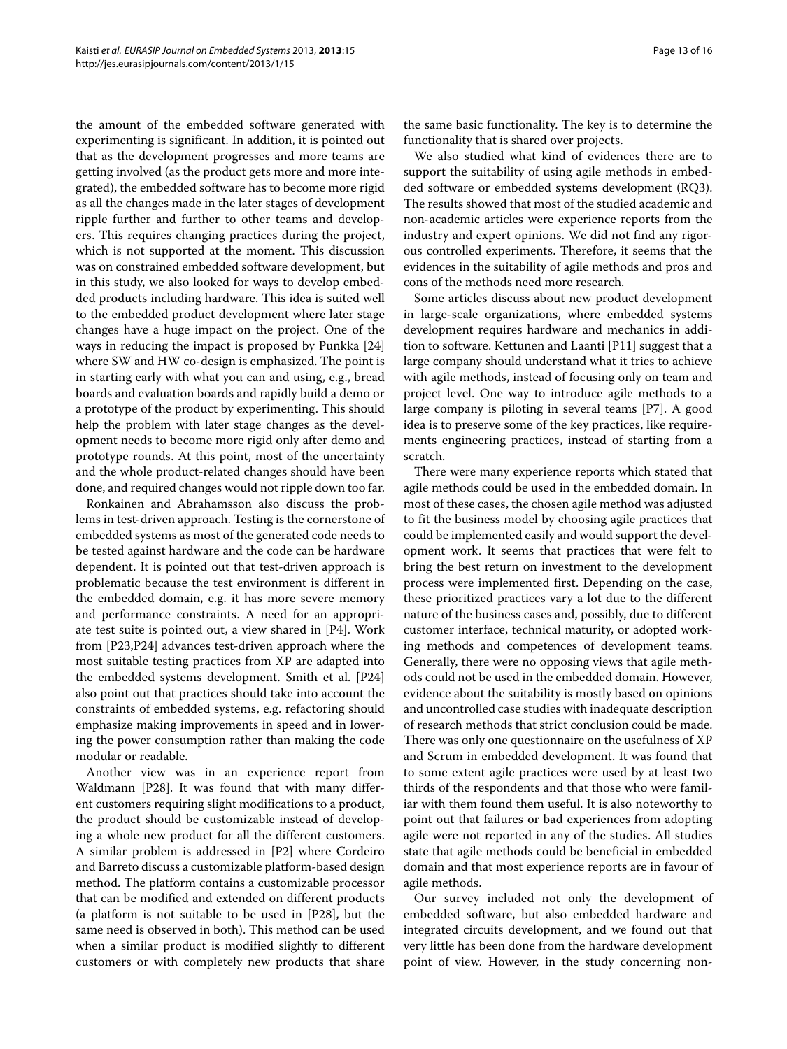the amount of the embedded software generated with experimenting is significant. In addition, it is pointed out that as the development progresses and more teams are getting involved (as the product gets more and more integrated), the embedded software has to become more rigid as all the changes made in the later stages of development ripple further and further to other teams and developers. This requires changing practices during the project, which is not supported at the moment. This discussion was on constrained embedded software development, but in this study, we also looked for ways to develop embedded products including hardware. This idea is suited well to the embedded product development where later stage changes have a huge impact on the project. One of the ways in reducing the impact is proposed by Punkka [24] where SW and HW co-design is emphasized. The point is in starting early with what you can and using, e.g., bread boards and evaluation boards and rapidly build a demo or a prototype of the product by experimenting. This should help the problem with later stage changes as the development needs to become more rigid only after demo and prototype rounds. At this point, most of the uncertainty and the whole product-related changes should have been done, and required changes would not ripple down too far.

Ronkainen and Abrahamsson also discuss the problems in test-driven approach. Testing is the cornerstone of embedded systems as most of the generated code needs to be tested against hardware and the code can be hardware dependent. It is pointed out that test-driven approach is problematic because the test environment is different in the embedded domain, e.g. it has more severe memory and performance constraints. A need for an appropriate test suite is pointed out, a view shared in [P4]. Work from [P23,P24] advances test-driven approach where the most suitable testing practices from XP are adapted into the embedded systems development. Smith et al. [P24] also point out that practices should take into account the constraints of embedded systems, e.g. refactoring should emphasize making improvements in speed and in lowering the power consumption rather than making the code modular or readable.

Another view was in an experience report from Waldmann [P28]. It was found that with many different customers requiring slight modifications to a product, the product should be customizable instead of developing a whole new product for all the different customers. A similar problem is addressed in [P2] where Cordeiro and Barreto discuss a customizable platform-based design method. The platform contains a customizable processor that can be modified and extended on different products (a platform is not suitable to be used in [P28], but the same need is observed in both). This method can be used when a similar product is modified slightly to different customers or with completely new products that share the same basic functionality. The key is to determine the functionality that is shared over projects.

We also studied what kind of evidences there are to support the suitability of using agile methods in embedded software or embedded systems development (RQ3). The results showed that most of the studied academic and non-academic articles were experience reports from the industry and expert opinions. We did not find any rigorous controlled experiments. Therefore, it seems that the evidences in the suitability of agile methods and pros and cons of the methods need more research.

Some articles discuss about new product development in large-scale organizations, where embedded systems development requires hardware and mechanics in addition to software. Kettunen and Laanti [P11] suggest that a large company should understand what it tries to achieve with agile methods, instead of focusing only on team and project level. One way to introduce agile methods to a large company is piloting in several teams [P7]. A good idea is to preserve some of the key practices, like requirements engineering practices, instead of starting from a scratch.

There were many experience reports which stated that agile methods could be used in the embedded domain. In most of these cases, the chosen agile method was adjusted to fit the business model by choosing agile practices that could be implemented easily and would support the development work. It seems that practices that were felt to bring the best return on investment to the development process were implemented first. Depending on the case, these prioritized practices vary a lot due to the different nature of the business cases and, possibly, due to different customer interface, technical maturity, or adopted working methods and competences of development teams. Generally, there were no opposing views that agile methods could not be used in the embedded domain. However, evidence about the suitability is mostly based on opinions and uncontrolled case studies with inadequate description of research methods that strict conclusion could be made. There was only one questionnaire on the usefulness of XP and Scrum in embedded development. It was found that to some extent agile practices were used by at least two thirds of the respondents and that those who were familiar with them found them useful. It is also noteworthy to point out that failures or bad experiences from adopting agile were not reported in any of the studies. All studies state that agile methods could be beneficial in embedded domain and that most experience reports are in favour of agile methods.

Our survey included not only the development of embedded software, but also embedded hardware and integrated circuits development, and we found out that very little has been done from the hardware development point of view. However, in the study concerning non-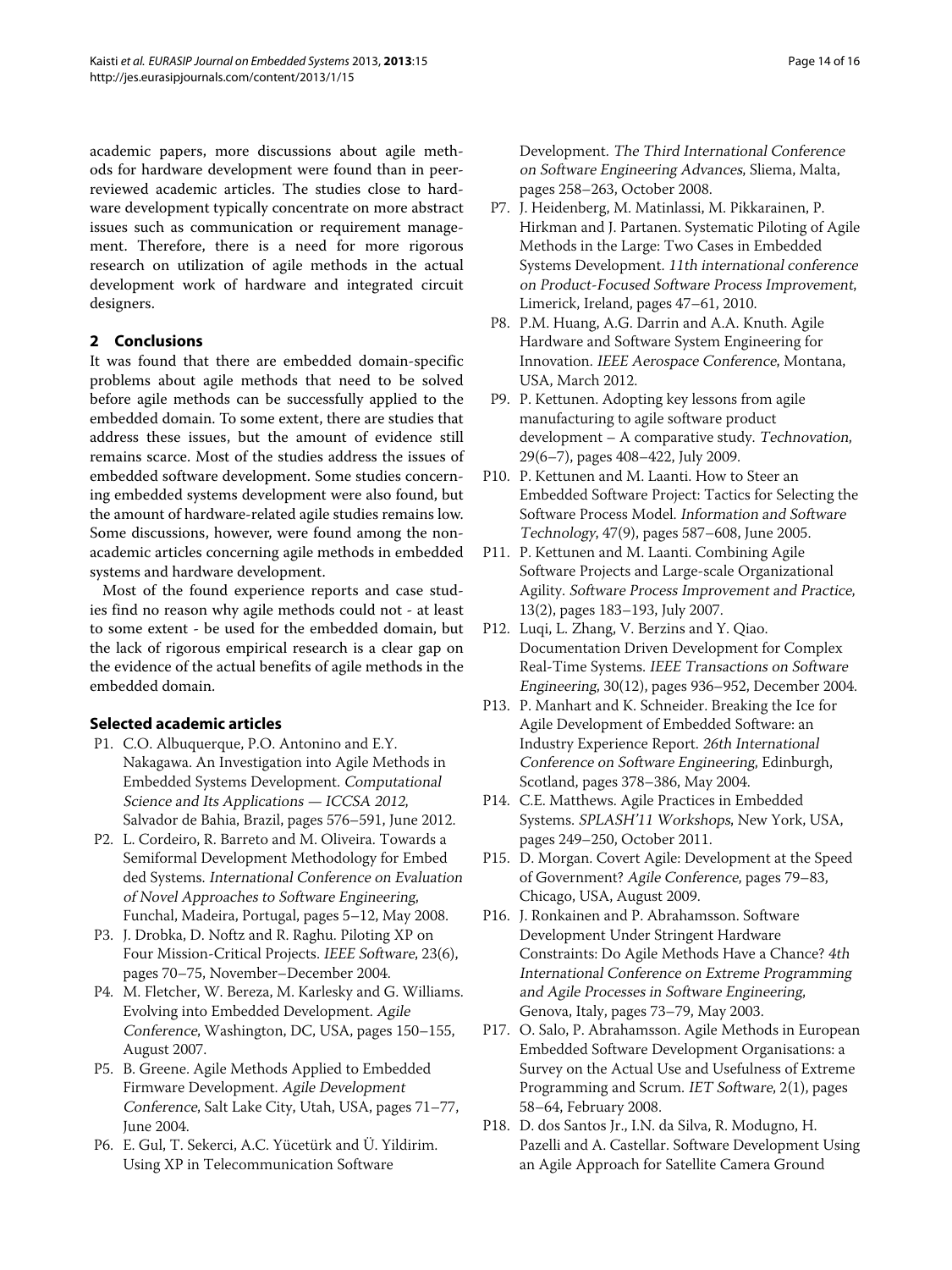academic papers, more discussions about agile methods for hardware development were found than in peer-reviewed academic articles. The studies close to hardware development typically concentrate on more abstract issues such as communication or requirement management. Therefore, there is a need for more rigorous research on utilization of agile methods in the actual development work of hardware and integrated circuit designers.

## 2 Conclusions

It was found that there are embedded domain-specific problems about agile methods that need to be solved before agile methods can be successfully applied to the embedded domain. To some extent, there are studies that address these issues, but the amount of evidence still remains scarce. Most of the studies address the issues of embedded software development. Some studies concerning embedded systems development were also found, but the amount of hardware-related agile studies remains low. Some discussions, however, were found among the non-academic articles concerning agile methods in embedded systems and hardware development.

Most of the found experience reports and case studies find no reason why agile methods could not - at least to some extent - be used for the embedded domain, but the lack of rigorous empirical research is a clear gap on the evidence of the actual benefits of agile methods in the embedded domain.

### Selected academic articles

- P1. C.O. Albuquerque, P.O. Antonino and E.Y. Nakagawa. An Investigation into Agile Methods in Embedded Systems Development. *Computational Science and Its Applications — ICCSA 2012*, Salvador de Bahia, Brazil, pages 576–591, June 2012.
- P2. L. Cordeiro, R. Barreto and M. Oliveira. Towards a Semiformal Development Methodology for Embed ded Systems. *International Conference on Evaluation of Novel Approaches to Software Engineering*, Funchal, Madeira, Portugal, pages 5–12, May 2008.
- P3. J. Drobka, D. Noftz and R. Raghu. Piloting XP on Four Mission-Critical Projects. *IEEE Software*, 23(6), pages 70–75, November–December 2004.
- P4. M. Fletcher, W. Bereza, M. Karlesky and G. Williams. Evolving into Embedded Development. *Agile Conference*, Washington, DC, USA, pages 150–155, August 2007.
- P5. B. Greene. Agile Methods Applied to Embedded Firmware Development. *Agile Development Conference*, Salt Lake City, Utah, USA, pages 71–77, June 2004.
- P6. E. Gul, T. Sekerci, A.C. Yücetürk and Ü. Yildirim. Using XP in Telecommunication Software Development. *The Third International Conference on Software Engineering Advances*, Sliema, Malta, pages 258–263, October 2008.
- P7. J. Heidenberg, M. Matinlassi, M. Pikkarainen, P. Hirkman and J. Partanen. Systematic Piloting of Agile Methods in the Large: Two Cases in Embedded Systems Development. *11th international conference on Product-Focused Software Process Improvement*, Limerick, Ireland, pages 47–61, 2010.
- P8. P.M. Huang, A.G. Darrin and A.A. Knuth. Agile Hardware and Software System Engineering for Innovation. *IEEE Aerospace Conference*, Montana, USA, March 2012.
- P9. P. Kettunen. Adopting key lessons from agile manufacturing to agile software product development – A comparative study. *Technovation*, 29(6–7), pages 408–422, July 2009.
- P10. P. Kettunen and M. Laanti. How to Steer an Embedded Software Project: Tactics for Selecting the Software Process Model. *Information and Software Technology*, 47(9), pages 587–608, June 2005.
- P11. P. Kettunen and M. Laanti. Combining Agile Software Projects and Large-scale Organizational Agility. *Software Process Improvement and Practice*, 13(2), pages 183–193, July 2007.
- P12. Luqi, L. Zhang, V. Berzins and Y. Qiao. Documentation Driven Development for Complex Real-Time Systems. *IEEE Transactions on Software Engineering*, 30(12), pages 936–952, December 2004.
- P13. P. Manhart and K. Schneider. Breaking the Ice for Agile Development of Embedded Software: an Industry Experience Report. *26th International Conference on Software Engineering*, Edinburgh, Scotland, pages 378–386, May 2004.
- P14. C.E. Matthews. Agile Practices in Embedded Systems. *SPLASH'11 Workshops*, New York, USA, pages 249–250, October 2011.
- P15. D. Morgan. Covert Agile: Development at the Speed of Government? *Agile Conference*, pages 79–83, Chicago, USA, August 2009.
- P16. J. Ronkainen and P. Abrahamsson. Software Development Under Stringent Hardware Constraints: Do Agile Methods Have a Chance? *4th International Conference on Extreme Programming and Agile Processes in Software Engineering*, Genova, Italy, pages 73–79, May 2003.
- P17. O. Salo, P. Abrahamsson. Agile Methods in European Embedded Software Development Organisations: a Survey on the Actual Use and Usefulness of Extreme Programming and Scrum. *IET Software*, 2(1), pages 58–64, February 2008.
- P18. D. dos Santos Jr., I.N. da Silva, R. Modugno, H. Pazelli and A. Castellar. Software Development Using an Agile Approach for Satellite Camera Ground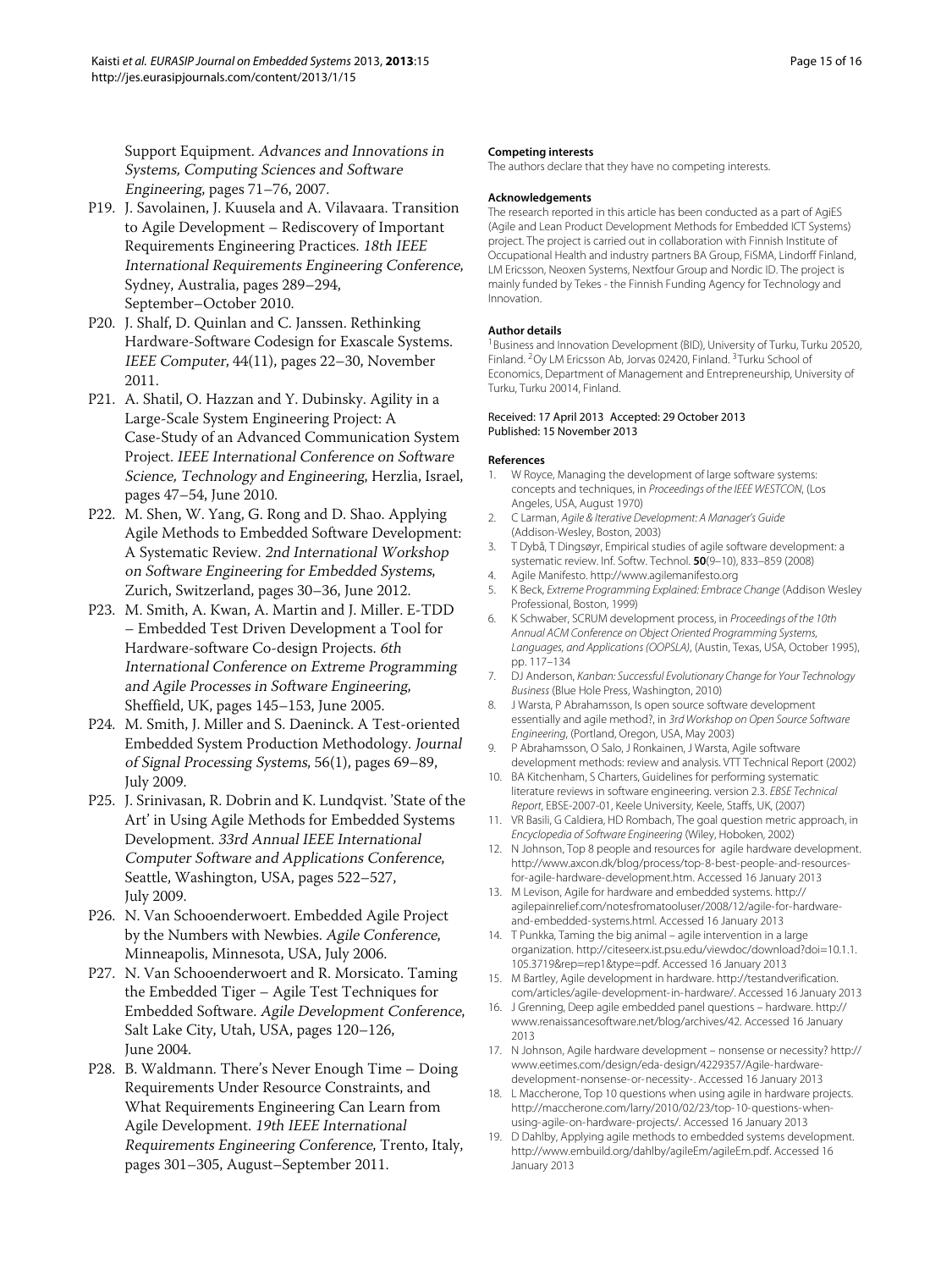Support Equipment. *Advances and Innovations in Systems, Computing Sciences and Software Engineering*, pages 71–76, 2007.

P19. J. Savolainen, J. Kuusela and A. Vilavaara. Transition to Agile Development – Rediscovery of Important Requirements Engineering Practices. *18th IEEE International Requirements Engineering Conference*, Sydney, Australia, pages 289–294, September–October 2010.

P20. J. Shalf, D. Quinlan and C. Janssen. Rethinking Hardware-Software Codesign for Exascale Systems. *IEEE Computer*, 44(11), pages 22–30, November 2011.

P21. A. Shatil, O. Hazzan and Y. Dubinsky. Agility in a Large-Scale System Engineering Project: A Case-Study of an Advanced Communication System Project. *IEEE International Conference on Software Science, Technology and Engineering*, Herzlia, Israel, pages 47–54, June 2010.

P22. M. Shen, W. Yang, G. Rong and D. Shao. Applying Agile Methods to Embedded Software Development: A Systematic Review. *2nd International Workshop on Software Engineering for Embedded Systems*, Zurich, Switzerland, pages 30–36, June 2012.

P23. M. Smith, A. Kwan, A. Martin and J. Miller. E-TDD – Embedded Test Driven Development a Tool for Hardware-software Co-design Projects. *6th International Conference on Extreme Programming and Agile Processes in Software Engineering*, Sheffield, UK, pages 145–153, June 2005.

P24. M. Smith, J. Miller and S. Daeninck. A Test-oriented Embedded System Production Methodology. *Journal of Signal Processing Systems*, 56(1), pages 69–89, July 2009.

P25. J. Srinivasan, R. Dobrin and K. Lundqvist. 'State of the Art' in Using Agile Methods for Embedded Systems Development. *33rd Annual IEEE International Computer Software and Applications Conference*, Seattle, Washington, USA, pages 522–527, July 2009.

P26. N. Van Schooenderwoert. Embedded Agile Project by the Numbers with Newbies. *Agile Conference*, Minneapolis, Minnesota, USA, July 2006.

P27. N. Van Schooenderwoert and R. Morsicato. Taming the Embedded Tiger – Agile Test Techniques for Embedded Software. *Agile Development Conference*, Salt Lake City, Utah, USA, pages 120–126, June 2004.

P28. B. Waldmann. There's Never Enough Time – Doing Requirements Under Resource Constraints, and What Requirements Engineering Can Learn from Agile Development. *19th IEEE International Requirements Engineering Conference*, Trento, Italy, pages 301–305, August–September 2011.

#### Competing interests
The authors declare that they have no competing interests.

#### Acknowledgements
The research reported in this article has been conducted as a part of AgiES (Agile and Lean Product Development Methods for Embedded ICT Systems) project. The project is carried out in collaboration with Finnish Institute of Occupational Health and industry partners BA Group, FiSMA, Lindorff Finland, LM Ericsson, Neoxen Systems, Nextfour Group and Nordic ID. The project is mainly funded by Tekes - the Finnish Funding Agency for Technology and Innovation.

#### Author details
[1]Business and Innovation Development (BID), University of Turku, Turku 20520, Finland. [2]Oy LM Ericsson Ab, Jorvas 02420, Finland. [3]Turku School of Economics, Department of Management and Entrepreneurship, University of Turku, Turku 20014, Finland.

Received: 17 April 2013 Accepted: 29 October 2013
Published: 15 November 2013

#### References
1. W Royce, Managing the development of large software systems: concepts and techniques, in *Proceedings of the IEEE WESTCON*, (Los Angeles, USA, August 1970)
2. C Larman, *Agile & Iterative Development: A Manager's Guide* (Addison-Wesley, Boston, 2003)
3. T Dybå, T Dingsøyr, Empirical studies of agile software development: a systematic review. Inf. Softw. Technol. **50**(9–10), 833–859 (2008)
4. Agile Manifesto. http://www.agilemanifesto.org
5. K Beck, *Extreme Programming Explained: Embrace Change* (Addison Wesley Professional, Boston, 1999)
6. K Schwaber, SCRUM development process, in *Proceedings of the 10th Annual ACM Conference on Object Oriented Programming Systems, Languages, and Applications (OOPSLA)*, (Austin, Texas, USA, October 1995), pp. 117–134
7. DJ Anderson, *Kanban: Successful Evolutionary Change for Your Technology Business* (Blue Hole Press, Washington, 2010)
8. J Warsta, P Abrahamsson, Is open source software development essentially and agile method?, in *3rd Workshop on Open Source Software Engineering*, (Portland, Oregon, USA, May 2003)
9. P Abrahamsson, O Salo, J Ronkainen, J Warsta, Agile software development methods: review and analysis. VTT Technical Report (2002)
10. BA Kitchenham, S Charters, Guidelines for performing systematic literature reviews in software engineering. version 2.3. *EBSE Technical Report*, EBSE-2007-01, Keele University, Keele, Staffs, UK, (2007)
11. VR Basili, G Caldiera, HD Rombach, The goal question metric approach, in *Encyclopedia of Software Engineering* (Wiley, Hoboken, 2002)
12. N Johnson, Top 8 people and resources for agile hardware development. http://www.axcon.dk/blog/process/top-8-best-people-and-resources-for-agile-hardware-development.htm. Accessed 16 January 2013
13. M Levison, Agile for hardware and embedded systems. http://agilepainrelief.com/notesfromatooluser/2008/12/agile-for-hardware-and-embedded-systems.html. Accessed 16 January 2013
14. T Punkka, Taming the big animal – agile intervention in a large organization. http://citeseerx.ist.psu.edu/viewdoc/download?doi=10.1.1.105.3719&rep=rep1&type=pdf. Accessed 16 January 2013
15. M Bartley, Agile development in hardware. http://testandverification.com/articles/agile-development-in-hardware/. Accessed 16 January 2013
16. J Grenning, Deep agile embedded panel questions – hardware. http://www.renaissancesoftware.net/blog/archives/42. Accessed 16 January 2013
17. N Johnson, Agile hardware development – nonsense or necessity? http://www.eetimes.com/design/eda-design/4229357/Agile-hardware-development-nonsense-or-necessity-. Accessed 16 January 2013
18. L Maccherone, Top 10 questions when using agile in hardware projects. http://maccherone.com/larry/2010/02/23/top-10-questions-when-using-agile-on-hardware-projects/. Accessed 16 January 2013
19. D Dahlby, Applying agile methods to embedded systems development. http://www.embuild.org/dahlby/agileEm/agileEm.pdf. Accessed 16 January 2013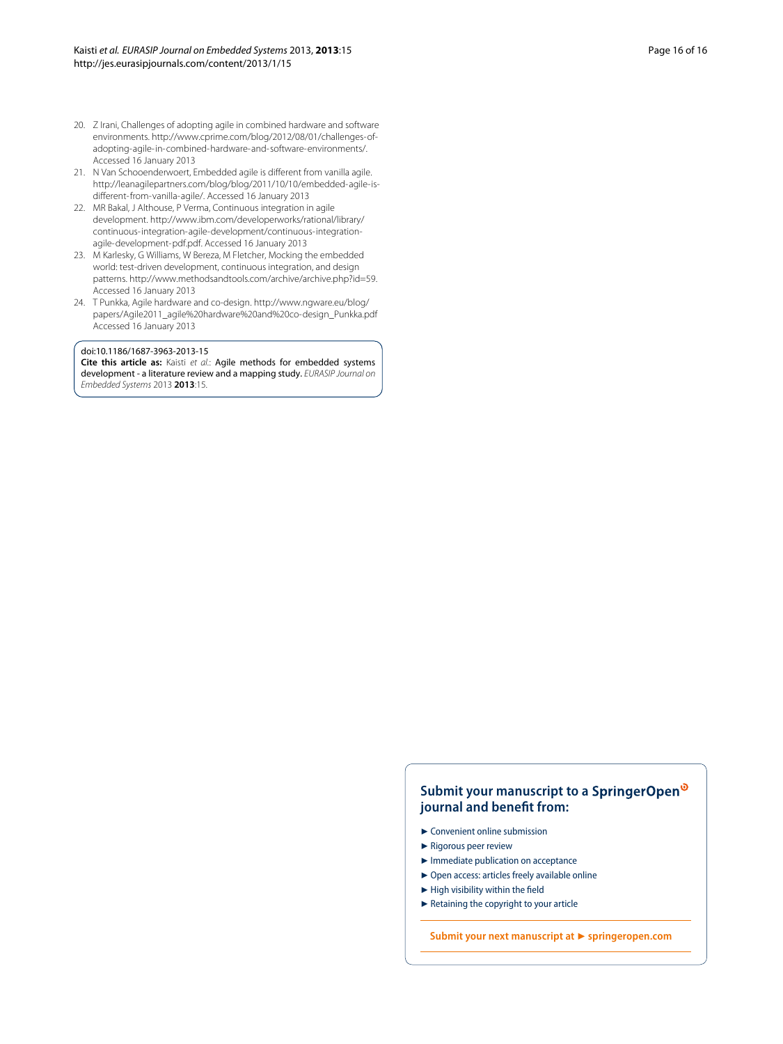20. Z Irani, Challenges of adopting agile in combined hardware and software environments. http://www.cprime.com/blog/2012/08/01/challenges-of-adopting-agile-in-combined-hardware-and-software-environments/. Accessed 16 January 2013
21. N Van Schooenderwoert, Embedded agile is different from vanilla agile. http://leanagilepartners.com/blog/blog/2011/10/10/embedded-agile-is-different-from-vanilla-agile/. Accessed 16 January 2013
22. MR Bakal, J Althouse, P Verma, Continuous integration in agile development. http://www.ibm.com/developerworks/rational/library/continuous-integration-agile-development/continuous-integration-agile-development-pdf.pdf. Accessed 16 January 2013
23. M Karlesky, G Williams, W Bereza, M Fletcher, Mocking the embedded world: test-driven development, continuous integration, and design patterns. http://www.methodsandtools.com/archive/archive.php?id=59. Accessed 16 January 2013
24. T Punkka, Agile hardware and co-design. http://www.ngware.eu/blog/papers/Agile2011_agile%20hardware%20and%20co-design_Punkka.pdf Accessed 16 January 2013

doi:10.1186/1687-3963-2013-15

**Cite this article as:** Kaisti *et al.*: Agile methods for embedded systems development - a literature review and a mapping study. *EURASIP Journal on Embedded Systems* 2013 **2013**:15.

**Submit your manuscript to a SpringerOpen journal and benefit from:**

- ► Convenient online submission
- ► Rigorous peer review
- ► Immediate publication on acceptance
- ► Open access: articles freely available online
- ► High visibility within the field
- ► Retaining the copyright to your article

**Submit your next manuscript at ► springeropen.com**